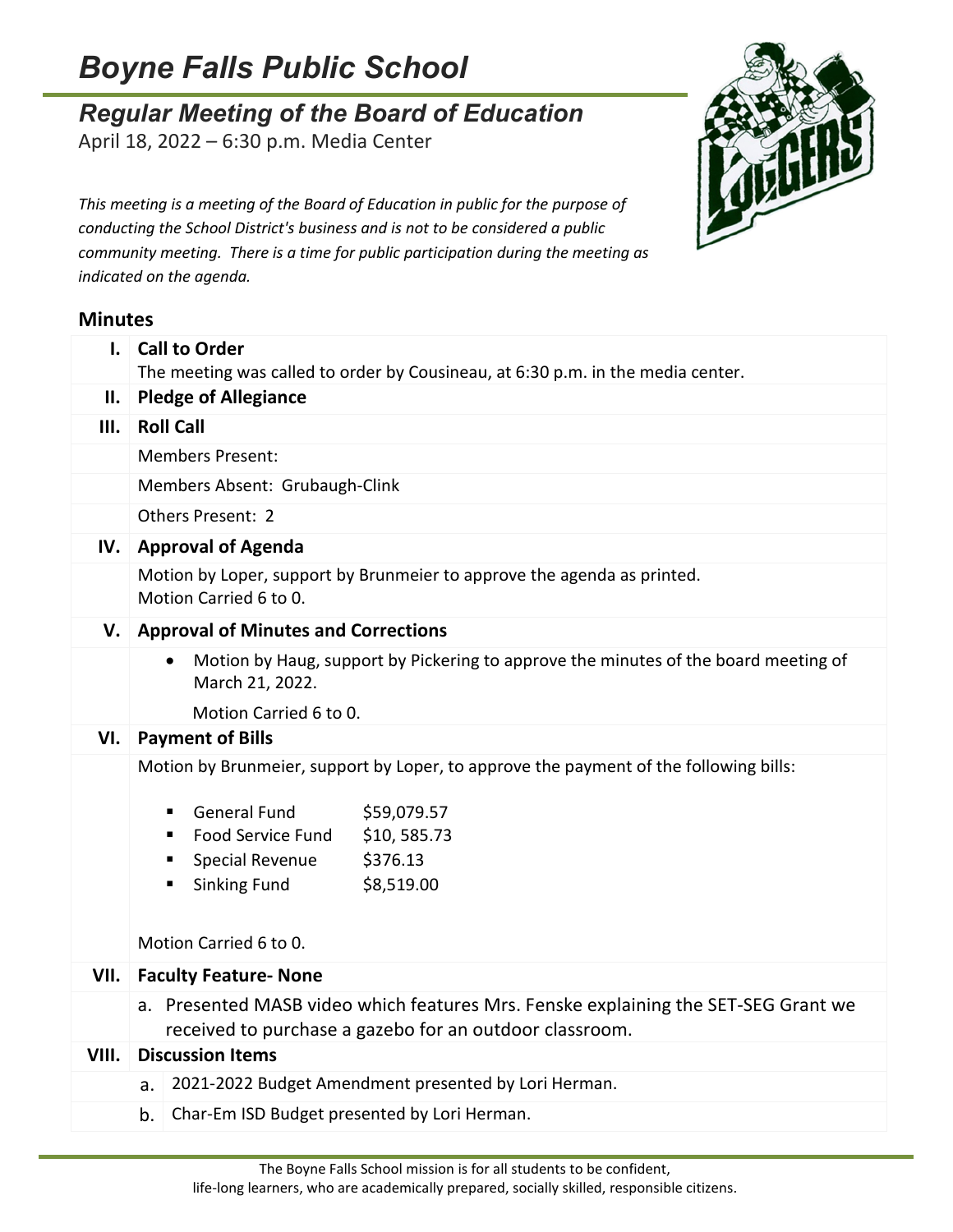# Boyne Falls Public School

## Regular Meeting of the Board of Education

April 18, 2022 – 6:30 p.m. Media Center

*This meeting is a meeting of the Board of Education in public for the purpose of conducting the School District's business and is not to be considered a public community meeting. There is a time for public participation during the meeting as indicated on the agenda.*

### Minutes

**I. Call to Order**

The meeting was called to order by Cousineau, at 6:30 p.m. in the media center.

**II. Pledge of Allegiance**

**III. Roll Call**

Members Present:

Members Absent: Grubaugh-Clink

Others Present: 2

**IV. Approval of Agenda**

Motion by Loper, support by Brunmeier to approve the agenda as printed.
Motion Carried 6 to 0.

**V. Approval of Minutes and Corrections**

- Motion by Haug, support by Pickering to approve the minutes of the board meeting of March 21, 2022.

  Motion Carried 6 to 0.

**VI. Payment of Bills**

Motion by Brunmeier, support by Loper, to approve the payment of the following bills:

- General Fund $59,079.57
- Food Service Fund $10, 585.73
- Special Revenue $376.13
- Sinking Fund $8,519.00

Motion Carried 6 to 0.

**VII. Faculty Feature- None**

a. Presented MASB video which features Mrs. Fenske explaining the SET-SEG Grant we received to purchase a gazebo for an outdoor classroom.

**VIII. Discussion Items**

a. 2021-2022 Budget Amendment presented by Lori Herman.

b. Char-Em ISD Budget presented by Lori Herman.

The Boyne Falls School mission is for all students to be confident, life-long learners, who are academically prepared, socially skilled, responsible citizens.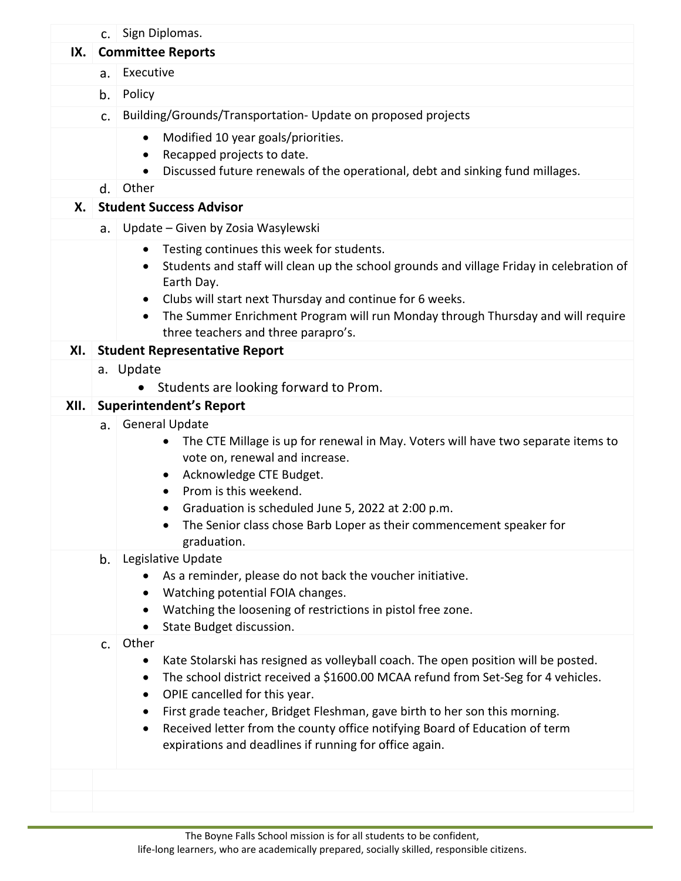c. Sign Diplomas.

**IX. Committee Reports**

a. Executive

b. Policy

c. Building/Grounds/Transportation- Update on proposed projects

- Modified 10 year goals/priorities.
- Recapped projects to date.
- Discussed future renewals of the operational, debt and sinking fund millages.

d. Other

**X. Student Success Advisor**

a. Update – Given by Zosia Wasylewski

- Testing continues this week for students.
- Students and staff will clean up the school grounds and village Friday in celebration of Earth Day.
- Clubs will start next Thursday and continue for 6 weeks.
- The Summer Enrichment Program will run Monday through Thursday and will require three teachers and three parapro's.

**XI. Student Representative Report**

a. Update

- Students are looking forward to Prom.

**XII. Superintendent's Report**

a. General Update

- The CTE Millage is up for renewal in May. Voters will have two separate items to vote on, renewal and increase.
- Acknowledge CTE Budget.
- Prom is this weekend.
- Graduation is scheduled June 5, 2022 at 2:00 p.m.
- The Senior class chose Barb Loper as their commencement speaker for graduation.

b. Legislative Update

- As a reminder, please do not back the voucher initiative.
- Watching potential FOIA changes.
- Watching the loosening of restrictions in pistol free zone.
- State Budget discussion.

c. Other

- Kate Stolarski has resigned as volleyball coach. The open position will be posted.
- The school district received a $1600.00 MCAA refund from Set-Seg for 4 vehicles.
- OPIE cancelled for this year.
- First grade teacher, Bridget Fleshman, gave birth to her son this morning.
- Received letter from the county office notifying Board of Education of term expirations and deadlines if running for office again.

The Boyne Falls School mission is for all students to be confident, life-long learners, who are academically prepared, socially skilled, responsible citizens.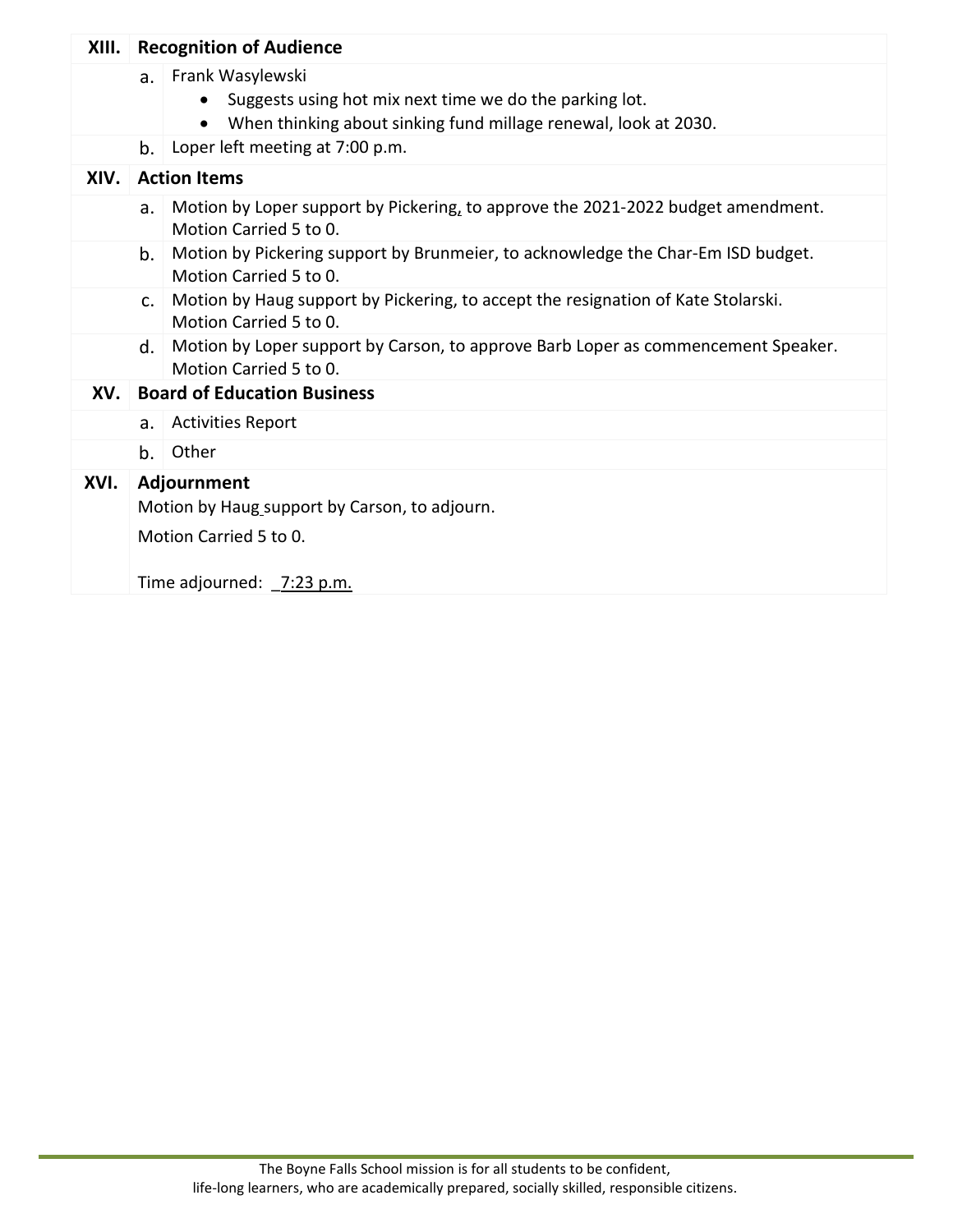## XIII. Recognition of Audience

a. Frank Wasylewski
   - Suggests using hot mix next time we do the parking lot.
   - When thinking about sinking fund millage renewal, look at 2030.

b. Loper left meeting at 7:00 p.m.

## XIV. Action Items

a. Motion by Loper support by Pickering, to approve the 2021-2022 budget amendment. Motion Carried 5 to 0.

b. Motion by Pickering support by Brunmeier, to acknowledge the Char-Em ISD budget. Motion Carried 5 to 0.

c. Motion by Haug support by Pickering, to accept the resignation of Kate Stolarski. Motion Carried 5 to 0.

d. Motion by Loper support by Carson, to approve Barb Loper as commencement Speaker. Motion Carried 5 to 0.

## XV. Board of Education Business

a. Activities Report

b. Other

## XVI. Adjournment

Motion by Haug support by Carson, to adjourn.

Motion Carried 5 to 0.

Time adjourned: 7:23 p.m.

The Boyne Falls School mission is for all students to be confident, life-long learners, who are academically prepared, socially skilled, responsible citizens.